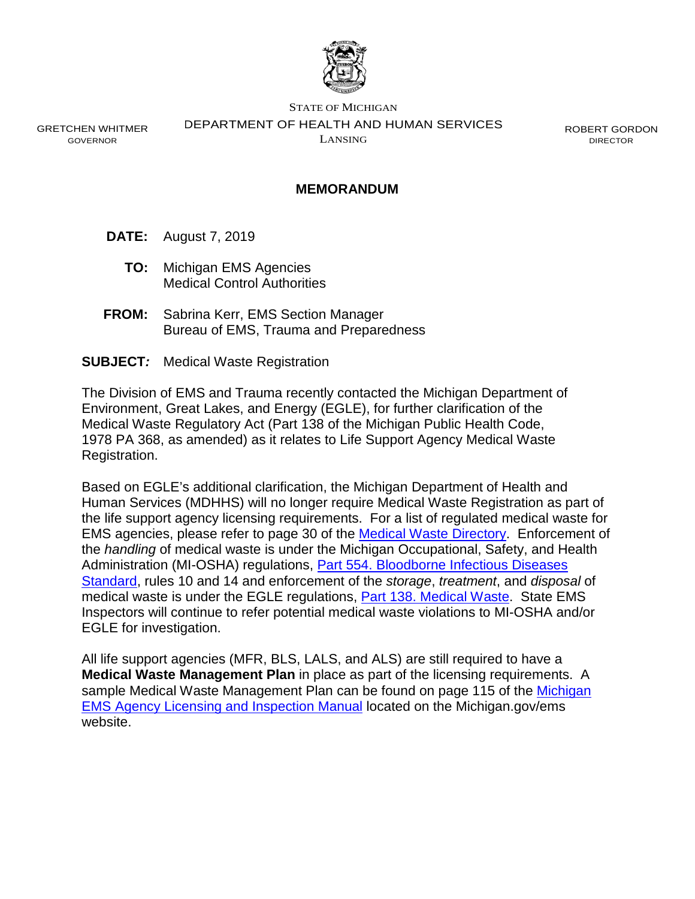STATE OF MICHIGAN

DEPARTMENT OF HEALTH AND HUMAN SERVICES

LANSING

GRETCHEN WHITMER
GOVERNOR

ROBERT GORDON
DIRECTOR

## MEMORANDUM

**DATE:** August 7, 2019

**TO:** Michigan EMS Agencies
Medical Control Authorities

**FROM:** Sabrina Kerr, EMS Section Manager
Bureau of EMS, Trauma and Preparedness

**SUBJECT:** Medical Waste Registration

The Division of EMS and Trauma recently contacted the Michigan Department of Environment, Great Lakes, and Energy (EGLE), for further clarification of the Medical Waste Regulatory Act (Part 138 of the Michigan Public Health Code, 1978 PA 368, as amended) as it relates to Life Support Agency Medical Waste Registration.

Based on EGLE's additional clarification, the Michigan Department of Health and Human Services (MDHHS) will no longer require Medical Waste Registration as part of the life support agency licensing requirements. For a list of regulated medical waste for EMS agencies, please refer to page 30 of the Medical Waste Directory. Enforcement of the *handling* of medical waste is under the Michigan Occupational, Safety, and Health Administration (MI-OSHA) regulations, Part 554. Bloodborne Infectious Diseases Standard, rules 10 and 14 and enforcement of the *storage*, *treatment*, and *disposal* of medical waste is under the EGLE regulations, Part 138. Medical Waste. State EMS Inspectors will continue to refer potential medical waste violations to MI-OSHA and/or EGLE for investigation.

All life support agencies (MFR, BLS, LALS, and ALS) are still required to have a **Medical Waste Management Plan** in place as part of the licensing requirements. A sample Medical Waste Management Plan can be found on page 115 of the Michigan EMS Agency Licensing and Inspection Manual located on the Michigan.gov/ems website.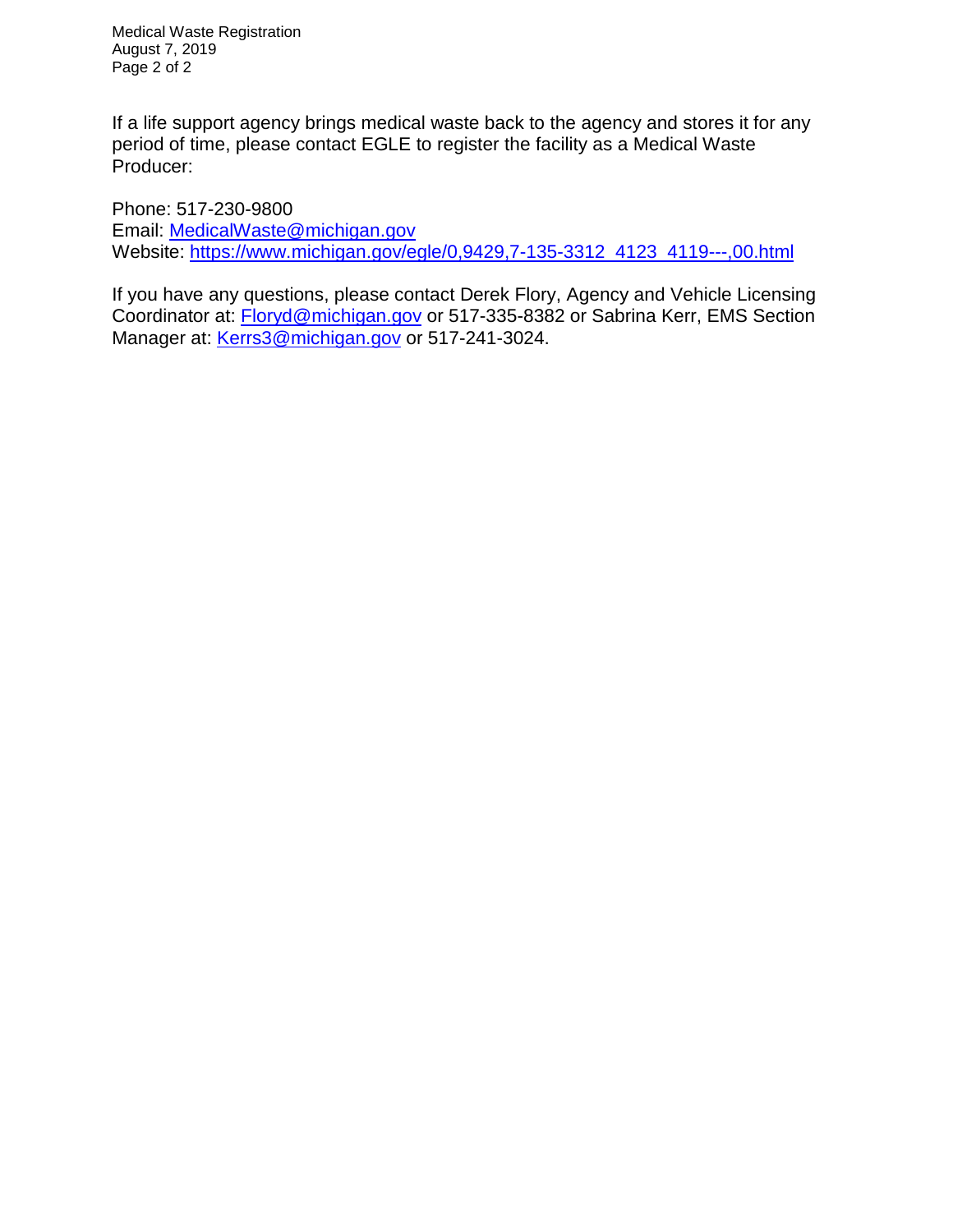If a life support agency brings medical waste back to the agency and stores it for any period of time, please contact EGLE to register the facility as a Medical Waste Producer:

Phone: 517-230-9800
Email: MedicalWaste@michigan.gov
Website: https://www.michigan.gov/egle/0,9429,7-135-3312_4123_4119---,00.html

If you have any questions, please contact Derek Flory, Agency and Vehicle Licensing Coordinator at: Floryd@michigan.gov or 517-335-8382 or Sabrina Kerr, EMS Section Manager at: Kerrs3@michigan.gov or 517-241-3024.